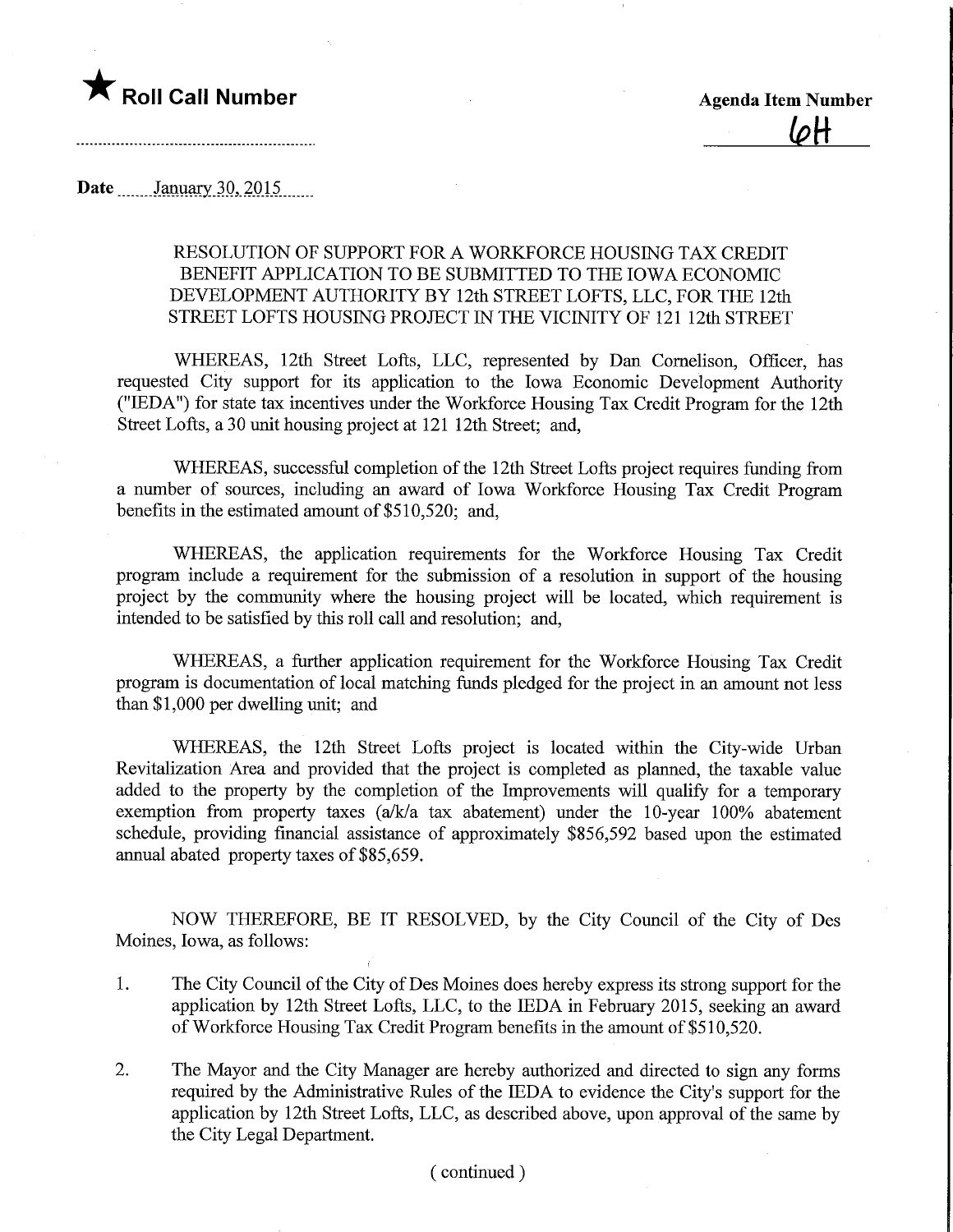★ **Roll Call Number**

**Agenda Item Number**

6H

Date January 30, 2015

RESOLUTION OF SUPPORT FOR A WORKFORCE HOUSING TAX CREDIT BENEFIT APPLICATION TO BE SUBMITTED TO THE IOWA ECONOMIC DEVELOPMENT AUTHORITY BY 12th STREET LOFTS, LLC, FOR THE 12th STREET LOFTS HOUSING PROJECT IN THE VICINITY OF 121 12th STREET

WHEREAS, 12th Street Lofts, LLC, represented by Dan Cornelison, Officer, has requested City support for its application to the Iowa Economic Development Authority ("IEDA") for state tax incentives under the Workforce Housing Tax Credit Program for the 12th Street Lofts, a 30 unit housing project at 121 12th Street; and,

WHEREAS, successful completion of the 12th Street Lofts project requires funding from a number of sources, including an award of Iowa Workforce Housing Tax Credit Program benefits in the estimated amount of $510,520; and,

WHEREAS, the application requirements for the Workforce Housing Tax Credit program include a requirement for the submission of a resolution in support of the housing project by the community where the housing project will be located, which requirement is intended to be satisfied by this roll call and resolution; and,

WHEREAS, a further application requirement for the Workforce Housing Tax Credit program is documentation of local matching funds pledged for the project in an amount not less than $1,000 per dwelling unit; and

WHEREAS, the 12th Street Lofts project is located within the City-wide Urban Revitalization Area and provided that the project is completed as planned, the taxable value added to the property by the completion of the Improvements will qualify for a temporary exemption from property taxes (a/k/a tax abatement) under the 10-year 100% abatement schedule, providing financial assistance of approximately $856,592 based upon the estimated annual abated property taxes of $85,659.

NOW THEREFORE, BE IT RESOLVED, by the City Council of the City of Des Moines, Iowa, as follows:

1. The City Council of the City of Des Moines does hereby express its strong support for the application by 12th Street Lofts, LLC, to the IEDA in February 2015, seeking an award of Workforce Housing Tax Credit Program benefits in the amount of $510,520.

2. The Mayor and the City Manager are hereby authorized and directed to sign any forms required by the Administrative Rules of the IEDA to evidence the City's support for the application by 12th Street Lofts, LLC, as described above, upon approval of the same by the City Legal Department.

( continued )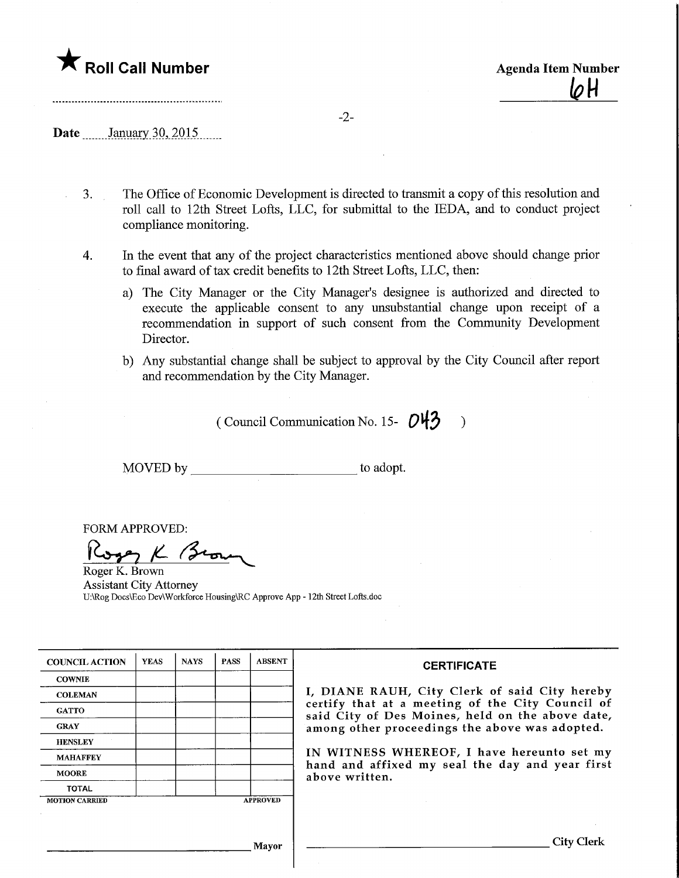★ **Roll Call Number**

**Agenda Item Number**
6H

**Date** January 30, 2015

3. The Office of Economic Development is directed to transmit a copy of this resolution and roll call to 12th Street Lofts, LLC, for submittal to the IEDA, and to conduct project compliance monitoring.

4. In the event that any of the project characteristics mentioned above should change prior to final award of tax credit benefits to 12th Street Lofts, LLC, then:

   a) The City Manager or the City Manager's designee is authorized and directed to execute the applicable consent to any unsubstantial change upon receipt of a recommendation in support of such consent from the Community Development Director.

   b) Any substantial change shall be subject to approval by the City Council after report and recommendation by the City Manager.

( Council Communication No. 15- 043 )

MOVED by ________________________ to adopt.

FORM APPROVED:

Roger K. Brown
Roger K. Brown
Assistant City Attorney
U:\Rog Docs\Eco Dev\Workforce Housing\RC Approve App - 12th Street Lofts.doc

| COUNCIL ACTION | YEAS | NAYS | PASS | ABSENT |
|---|---|---|---|---|
| COWNIE | | | | |
| COLEMAN | | | | |
| GATTO | | | | |
| GRAY | | | | |
| HENSLEY | | | | |
| MAHAFFEY | | | | |
| MOORE | | | | |
| TOTAL | | | | |

MOTION CARRIED APPROVED

________________________ Mayor

**CERTIFICATE**

I, DIANE RAUH, City Clerk of said City hereby certify that at a meeting of the City Council of said City of Des Moines, held on the above date, among other proceedings the above was adopted.

IN WITNESS WHEREOF, I have hereunto set my hand and affixed my seal the day and year first above written.

________________________ City Clerk